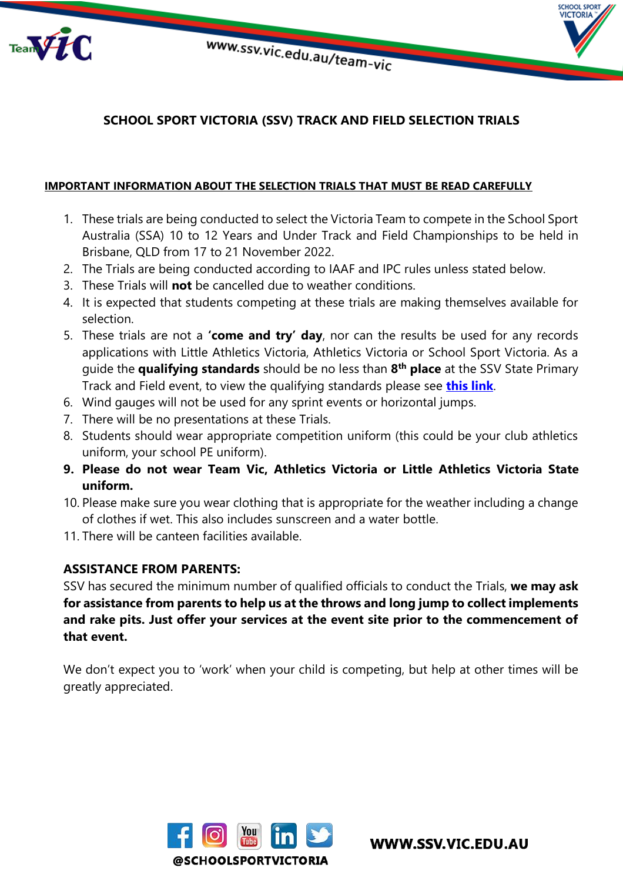# SCHOOL SPORT VICTORIA (SSV) TRACK AND FIELD SELECTION TRIALS

## IMPORTANT INFORMATION ABOUT THE SELECTION TRIALS THAT MUST BE READ CAREFULLY

1. These trials are being conducted to select the Victoria Team to compete in the School Sport Australia (SSA) 10 to 12 Years and Under Track and Field Championships to be held in Brisbane, QLD from 17 to 21 November 2022.
2. The Trials are being conducted according to IAAF and IPC rules unless stated below.
3. These Trials will **not** be cancelled due to weather conditions.
4. It is expected that students competing at these trials are making themselves available for selection.
5. These trials are not a **'come and try' day**, nor can the results be used for any records applications with Little Athletics Victoria, Athletics Victoria or School Sport Victoria. As a guide the **qualifying standards** should be no less than **8th place** at the SSV State Primary Track and Field event, to view the qualifying standards please see **this link**.
6. Wind gauges will not be used for any sprint events or horizontal jumps.
7. There will be no presentations at these Trials.
8. Students should wear appropriate competition uniform (this could be your club athletics uniform, your school PE uniform).
9. **Please do not wear Team Vic, Athletics Victoria or Little Athletics Victoria State uniform.**
10. Please make sure you wear clothing that is appropriate for the weather including a change of clothes if wet. This also includes sunscreen and a water bottle.
11. There will be canteen facilities available.

**ASSISTANCE FROM PARENTS:**

SSV has secured the minimum number of qualified officials to conduct the Trials, **we may ask for assistance from parents to help us at the throws and long jump to collect implements and rake pits. Just offer your services at the event site prior to the commencement of that event.**

We don't expect you to 'work' when your child is competing, but help at other times will be greatly appreciated.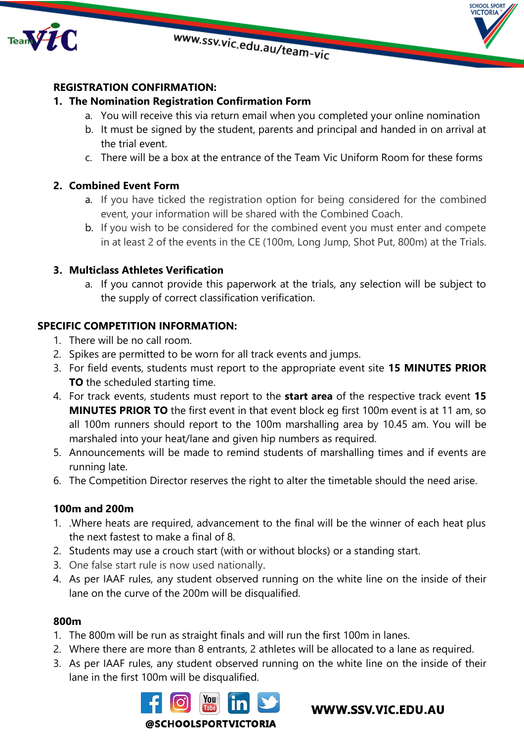**REGISTRATION CONFIRMATION:**

1. **The Nomination Registration Confirmation Form**
   a. You will receive this via return email when you completed your online nomination
   b. It must be signed by the student, parents and principal and handed in on arrival at the trial event.
   c. There will be a box at the entrance of the Team Vic Uniform Room for these forms

2. **Combined Event Form**
   a. If you have ticked the registration option for being considered for the combined event, your information will be shared with the Combined Coach.
   b. If you wish to be considered for the combined event you must enter and compete in at least 2 of the events in the CE (100m, Long Jump, Shot Put, 800m) at the Trials.

3. **Multiclass Athletes Verification**
   a. If you cannot provide this paperwork at the trials, any selection will be subject to the supply of correct classification verification.

**SPECIFIC COMPETITION INFORMATION:**

1. There will be no call room.
2. Spikes are permitted to be worn for all track events and jumps.
3. For field events, students must report to the appropriate event site **15 MINUTES PRIOR TO** the scheduled starting time.
4. For track events, students must report to the **start area** of the respective track event **15 MINUTES PRIOR TO** the first event in that event block eg first 100m event is at 11 am, so all 100m runners should report to the 100m marshalling area by 10.45 am. You will be marshaled into your heat/lane and given hip numbers as required.
5. Announcements will be made to remind students of marshalling times and if events are running late.
6. The Competition Director reserves the right to alter the timetable should the need arise.

**100m and 200m**

1. .Where heats are required, advancement to the final will be the winner of each heat plus the next fastest to make a final of 8.
2. Students may use a crouch start (with or without blocks) or a standing start.
3. One false start rule is now used nationally.
4. As per IAAF rules, any student observed running on the white line on the inside of their lane on the curve of the 200m will be disqualified.

**800m**

1. The 800m will be run as straight finals and will run the first 100m in lanes.
2. Where there are more than 8 entrants, 2 athletes will be allocated to a lane as required.
3. As per IAAF rules, any student observed running on the white line on the inside of their lane in the first 100m will be disqualified.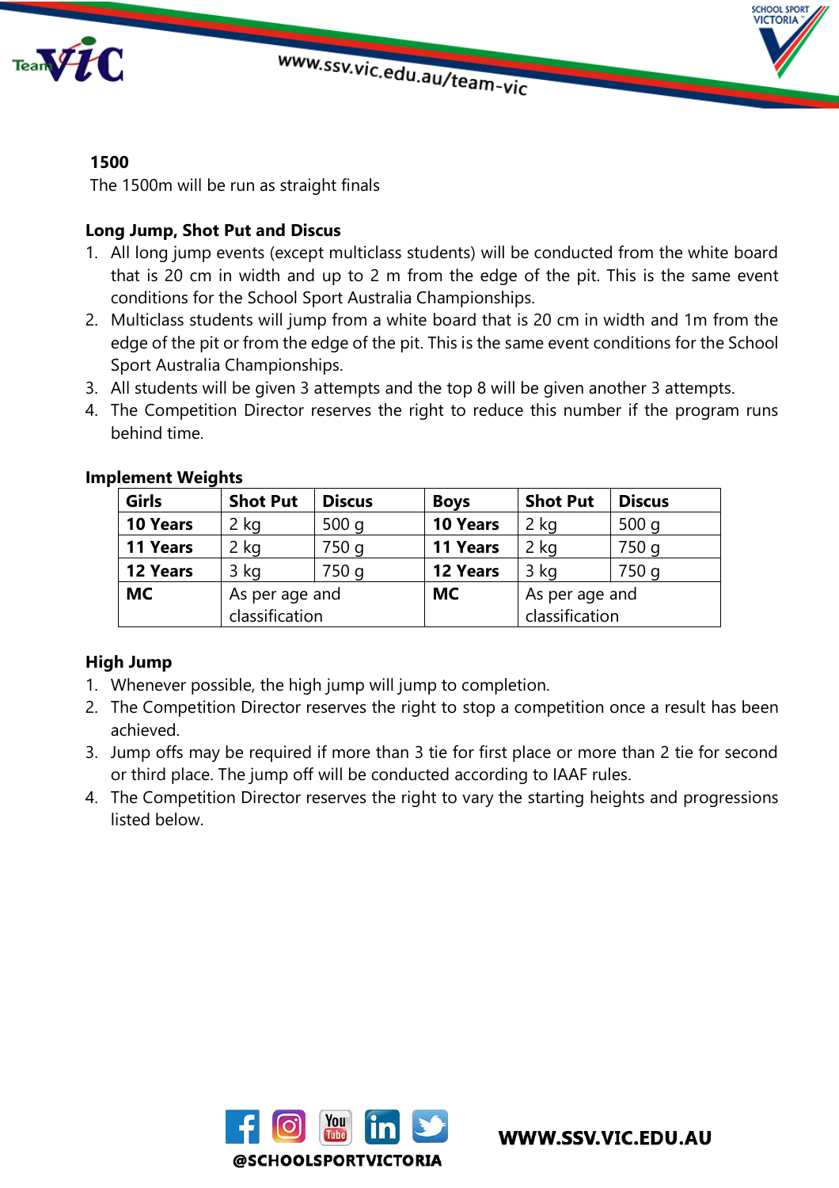**1500**

The 1500m will be run as straight finals

**Long Jump, Shot Put and Discus**

1. All long jump events (except multiclass students) will be conducted from the white board that is 20 cm in width and up to 2 m from the edge of the pit. This is the same event conditions for the School Sport Australia Championships.
2. Multiclass students will jump from a white board that is 20 cm in width and 1m from the edge of the pit or from the edge of the pit. This is the same event conditions for the School Sport Australia Championships.
3. All students will be given 3 attempts and the top 8 will be given another 3 attempts.
4. The Competition Director reserves the right to reduce this number if the program runs behind time.

**Implement Weights**

| Girls | Shot Put | Discus | Boys | Shot Put | Discus |
|---|---|---|---|---|---|
| **10 Years** | 2 kg | 500 g | **10 Years** | 2 kg | 500 g |
| **11 Years** | 2 kg | 750 g | **11 Years** | 2 kg | 750 g |
| **12 Years** | 3 kg | 750 g | **12 Years** | 3 kg | 750 g |
| **MC** | As per age and classification | | **MC** | As per age and classification | |

**High Jump**

1. Whenever possible, the high jump will jump to completion.
2. The Competition Director reserves the right to stop a competition once a result has been achieved.
3. Jump offs may be required if more than 3 tie for first place or more than 2 tie for second or third place. The jump off will be conducted according to IAAF rules.
4. The Competition Director reserves the right to vary the starting heights and progressions listed below.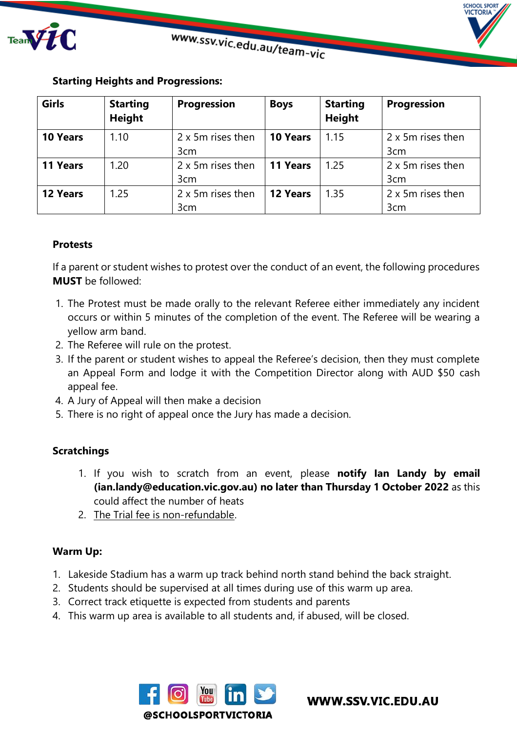**Starting Heights and Progressions:**

| Girls | Starting Height | Progression | Boys | Starting Height | Progression |
|---|---|---|---|---|---|
| **10 Years** | 1.10 | 2 x 5m rises then 3cm | **10 Years** | 1.15 | 2 x 5m rises then 3cm |
| **11 Years** | 1.20 | 2 x 5m rises then 3cm | **11 Years** | 1.25 | 2 x 5m rises then 3cm |
| **12 Years** | 1.25 | 2 x 5m rises then 3cm | **12 Years** | 1.35 | 2 x 5m rises then 3cm |

**Protests**

If a parent or student wishes to protest over the conduct of an event, the following procedures **MUST** be followed:

1. The Protest must be made orally to the relevant Referee either immediately any incident occurs or within 5 minutes of the completion of the event. The Referee will be wearing a yellow arm band.
2. The Referee will rule on the protest.
3. If the parent or student wishes to appeal the Referee's decision, then they must complete an Appeal Form and lodge it with the Competition Director along with AUD $50 cash appeal fee.
4. A Jury of Appeal will then make a decision
5. There is no right of appeal once the Jury has made a decision.

**Scratchings**

1. If you wish to scratch from an event, please **notify Ian Landy by email (ian.landy@education.vic.gov.au) no later than Thursday 1 October 2022** as this could affect the number of heats
2. The Trial fee is non-refundable.

**Warm Up:**

1. Lakeside Stadium has a warm up track behind north stand behind the back straight.
2. Students should be supervised at all times during use of this warm up area.
3. Correct track etiquette is expected from students and parents
4. This warm up area is available to all students and, if abused, will be closed.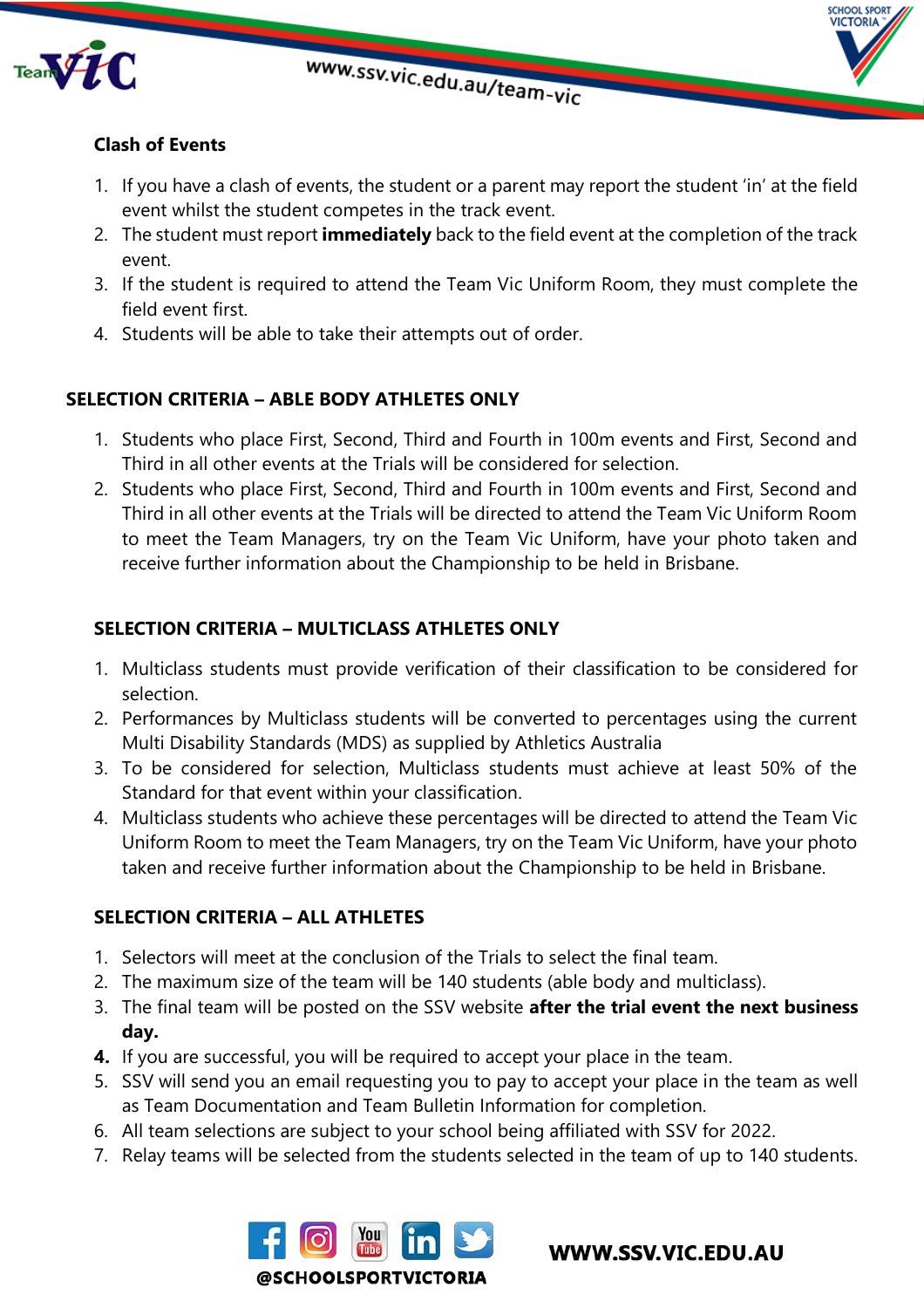**Clash of Events**

1. If you have a clash of events, the student or a parent may report the student 'in' at the field event whilst the student competes in the track event.
2. The student must report **immediately** back to the field event at the completion of the track event.
3. If the student is required to attend the Team Vic Uniform Room, they must complete the field event first.
4. Students will be able to take their attempts out of order.

**SELECTION CRITERIA – ABLE BODY ATHLETES ONLY**

1. Students who place First, Second, Third and Fourth in 100m events and First, Second and Third in all other events at the Trials will be considered for selection.
2. Students who place First, Second, Third and Fourth in 100m events and First, Second and Third in all other events at the Trials will be directed to attend the Team Vic Uniform Room to meet the Team Managers, try on the Team Vic Uniform, have your photo taken and receive further information about the Championship to be held in Brisbane.

**SELECTION CRITERIA – MULTICLASS ATHLETES ONLY**

1. Multiclass students must provide verification of their classification to be considered for selection.
2. Performances by Multiclass students will be converted to percentages using the current Multi Disability Standards (MDS) as supplied by Athletics Australia
3. To be considered for selection, Multiclass students must achieve at least 50% of the Standard for that event within your classification.
4. Multiclass students who achieve these percentages will be directed to attend the Team Vic Uniform Room to meet the Team Managers, try on the Team Vic Uniform, have your photo taken and receive further information about the Championship to be held in Brisbane.

**SELECTION CRITERIA – ALL ATHLETES**

1. Selectors will meet at the conclusion of the Trials to select the final team.
2. The maximum size of the team will be 140 students (able body and multiclass).
3. The final team will be posted on the SSV website **after the trial event the next business day.**
4. If you are successful, you will be required to accept your place in the team.
5. SSV will send you an email requesting you to pay to accept your place in the team as well as Team Documentation and Team Bulletin Information for completion.
6. All team selections are subject to your school being affiliated with SSV for 2022.
7. Relay teams will be selected from the students selected in the team of up to 140 students.